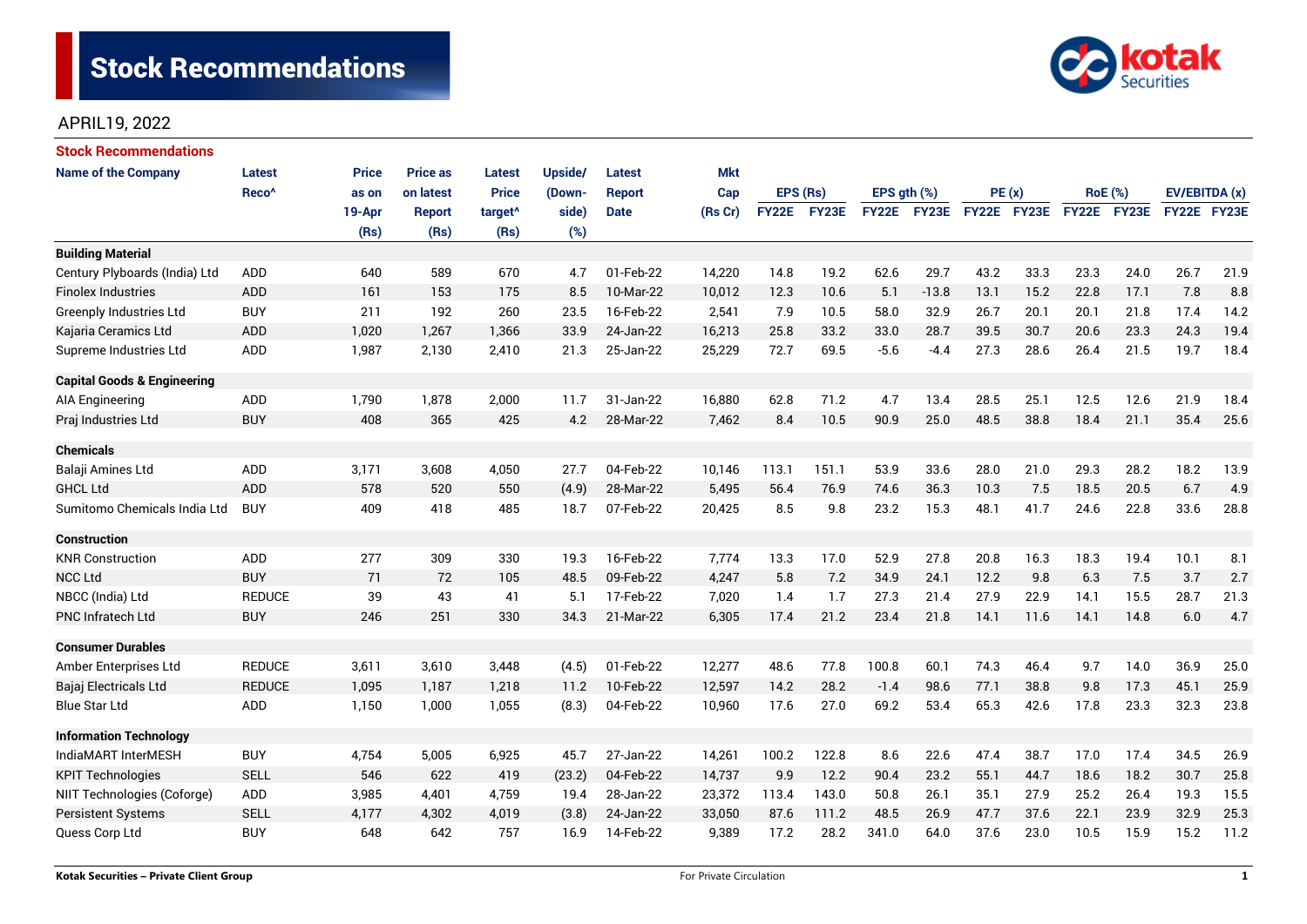# Stock Recommendations

APRIL19, 2022

## Stock Recommendations

| Name of the Company | Latest Reco^ | Price as on 19-Apr (Rs) | Price as on latest Report (Rs) | Latest Price target^ (Rs) | Upside/ (Down-side) (%) | Latest Report Date | Mkt Cap (Rs Cr) | EPS (Rs) | | EPS gth (%) | | PE (x) | | RoE (%) | | EV/EBITDA (x) | |
|---|---|---|---|---|---|---|---|---|---|---|---|---|---|---|---|---|---|
| | | | | | | | | FY22E | FY23E | FY22E | FY23E | FY22E | FY23E | FY22E | FY23E | FY22E | FY23E |
| **Building Material** | | | | | | | | | | | | | | | | | |
| Century Plyboards (India) Ltd | ADD | 640 | 589 | 670 | 4.7 | 01-Feb-22 | 14,220 | 14.8 | 19.2 | 62.6 | 29.7 | 43.2 | 33.3 | 23.3 | 24.0 | 26.7 | 21.9 |
| Finolex Industries | ADD | 161 | 153 | 175 | 8.5 | 10-Mar-22 | 10,012 | 12.3 | 10.6 | 5.1 | -13.8 | 13.1 | 15.2 | 22.8 | 17.1 | 7.8 | 8.8 |
| Greenply Industries Ltd | BUY | 211 | 192 | 260 | 23.5 | 16-Feb-22 | 2,541 | 7.9 | 10.5 | 58.0 | 32.9 | 26.7 | 20.1 | 20.1 | 21.8 | 17.4 | 14.2 |
| Kajaria Ceramics Ltd | ADD | 1,020 | 1,267 | 1,366 | 33.9 | 24-Jan-22 | 16,213 | 25.8 | 33.2 | 33.0 | 28.7 | 39.5 | 30.7 | 20.6 | 23.3 | 24.3 | 19.4 |
| Supreme Industries Ltd | ADD | 1,987 | 2,130 | 2,410 | 21.3 | 25-Jan-22 | 25,229 | 72.7 | 69.5 | -5.6 | -4.4 | 27.3 | 28.6 | 26.4 | 21.5 | 19.7 | 18.4 |
| **Capital Goods & Engineering** | | | | | | | | | | | | | | | | | |
| AIA Engineering | ADD | 1,790 | 1,878 | 2,000 | 11.7 | 31-Jan-22 | 16,880 | 62.8 | 71.2 | 4.7 | 13.4 | 28.5 | 25.1 | 12.5 | 12.6 | 21.9 | 18.4 |
| Praj Industries Ltd | BUY | 408 | 365 | 425 | 4.2 | 28-Mar-22 | 7,462 | 8.4 | 10.5 | 90.9 | 25.0 | 48.5 | 38.8 | 18.4 | 21.1 | 35.4 | 25.6 |
| **Chemicals** | | | | | | | | | | | | | | | | | |
| Balaji Amines Ltd | ADD | 3,171 | 3,608 | 4,050 | 27.7 | 04-Feb-22 | 10,146 | 113.1 | 151.1 | 53.9 | 33.6 | 28.0 | 21.0 | 29.3 | 28.2 | 18.2 | 13.9 |
| GHCL Ltd | ADD | 578 | 520 | 550 | (4.9) | 28-Mar-22 | 5,495 | 56.4 | 76.9 | 74.6 | 36.3 | 10.3 | 7.5 | 18.5 | 20.5 | 6.7 | 4.9 |
| Sumitomo Chemicals India Ltd | BUY | 409 | 418 | 485 | 18.7 | 07-Feb-22 | 20,425 | 8.5 | 9.8 | 23.2 | 15.3 | 48.1 | 41.7 | 24.6 | 22.8 | 33.6 | 28.8 |
| **Construction** | | | | | | | | | | | | | | | | | |
| KNR Construction | ADD | 277 | 309 | 330 | 19.3 | 16-Feb-22 | 7,774 | 13.3 | 17.0 | 52.9 | 27.8 | 20.8 | 16.3 | 18.3 | 19.4 | 10.1 | 8.1 |
| NCC Ltd | BUY | 71 | 72 | 105 | 48.5 | 09-Feb-22 | 4,247 | 5.8 | 7.2 | 34.9 | 24.1 | 12.2 | 9.8 | 6.3 | 7.5 | 3.7 | 2.7 |
| NBCC (India) Ltd | REDUCE | 39 | 43 | 41 | 5.1 | 17-Feb-22 | 7,020 | 1.4 | 1.7 | 27.3 | 21.4 | 27.9 | 22.9 | 14.1 | 15.5 | 28.7 | 21.3 |
| PNC Infratech Ltd | BUY | 246 | 251 | 330 | 34.3 | 21-Mar-22 | 6,305 | 17.4 | 21.2 | 23.4 | 21.8 | 14.1 | 11.6 | 14.1 | 14.8 | 6.0 | 4.7 |
| **Consumer Durables** | | | | | | | | | | | | | | | | | |
| Amber Enterprises Ltd | REDUCE | 3,611 | 3,610 | 3,448 | (4.5) | 01-Feb-22 | 12,277 | 48.6 | 77.8 | 100.8 | 60.1 | 74.3 | 46.4 | 9.7 | 14.0 | 36.9 | 25.0 |
| Bajaj Electricals Ltd | REDUCE | 1,095 | 1,187 | 1,218 | 11.2 | 10-Feb-22 | 12,597 | 14.2 | 28.2 | -1.4 | 98.6 | 77.1 | 38.8 | 9.8 | 17.3 | 45.1 | 25.9 |
| Blue Star Ltd | ADD | 1,150 | 1,000 | 1,055 | (8.3) | 04-Feb-22 | 10,960 | 17.6 | 27.0 | 69.2 | 53.4 | 65.3 | 42.6 | 17.8 | 23.3 | 32.3 | 23.8 |
| **Information Technology** | | | | | | | | | | | | | | | | | |
| IndiaMART InterMESH | BUY | 4,754 | 5,005 | 6,925 | 45.7 | 27-Jan-22 | 14,261 | 100.2 | 122.8 | 8.6 | 22.6 | 47.4 | 38.7 | 17.0 | 17.4 | 34.5 | 26.9 |
| KPIT Technologies | SELL | 546 | 622 | 419 | (23.2) | 04-Feb-22 | 14,737 | 9.9 | 12.2 | 90.4 | 23.2 | 55.1 | 44.7 | 18.6 | 18.2 | 30.7 | 25.8 |
| NIIT Technologies (Coforge) | ADD | 3,985 | 4,401 | 4,759 | 19.4 | 28-Jan-22 | 23,372 | 113.4 | 143.0 | 50.8 | 26.1 | 35.1 | 27.9 | 25.2 | 26.4 | 19.3 | 15.5 |
| Persistent Systems | SELL | 4,177 | 4,302 | 4,019 | (3.8) | 24-Jan-22 | 33,050 | 87.6 | 111.2 | 48.5 | 26.9 | 47.7 | 37.6 | 22.1 | 23.9 | 32.9 | 25.3 |
| Quess Corp Ltd | BUY | 648 | 642 | 757 | 16.9 | 14-Feb-22 | 9,389 | 17.2 | 28.2 | 341.0 | 64.0 | 37.6 | 23.0 | 10.5 | 15.9 | 15.2 | 11.2 |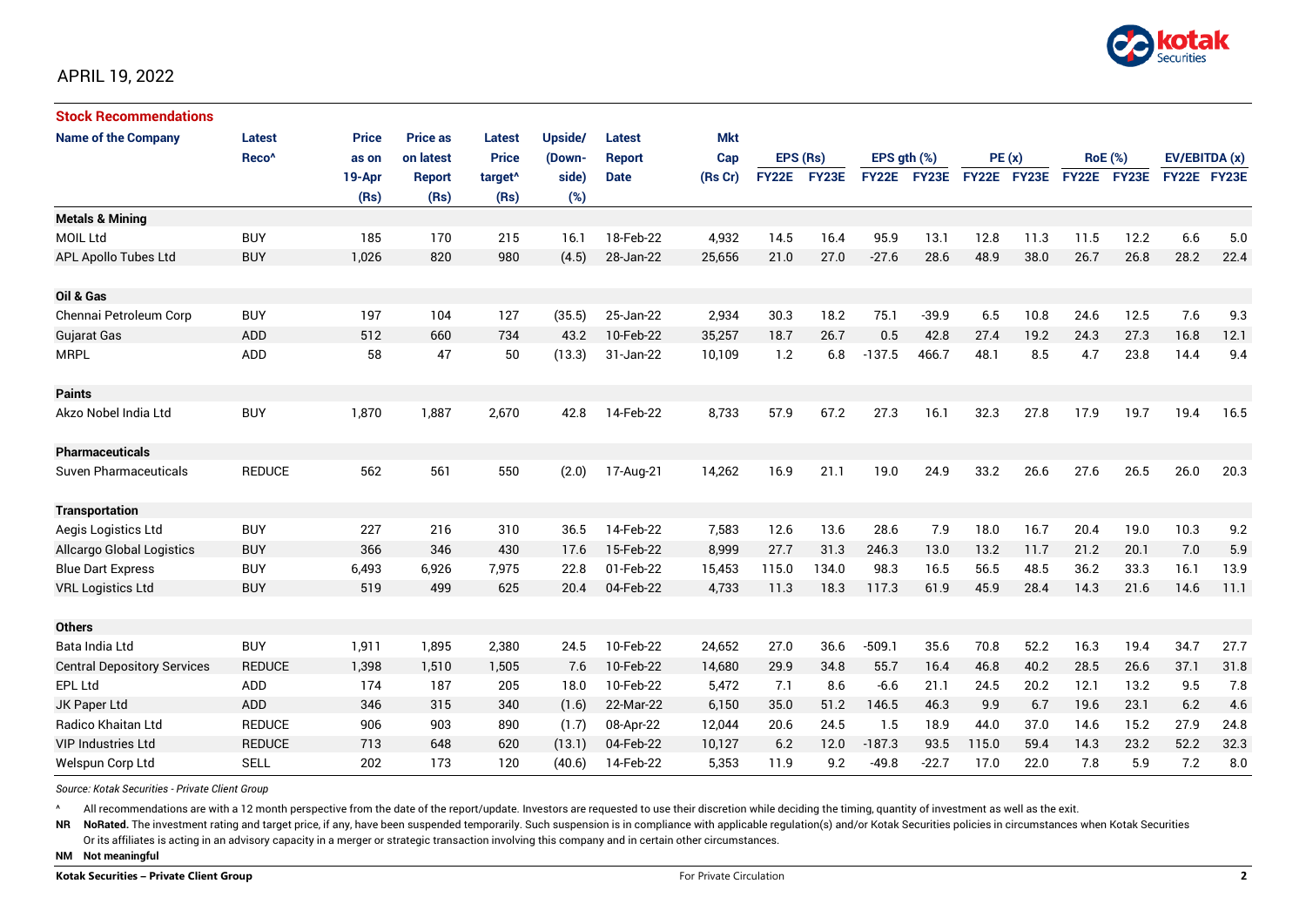APRIL 19, 2022

## Stock Recommendations

| Name of the Company | Latest Reco^ | Price as on 19-Apr (Rs) | Price as on latest Report (Rs) | Latest Price target^ (Rs) | Upside/ (Down-side) (%) | Latest Report Date | Mkt Cap (Rs Cr) | EPS (Rs) | | EPS gth (%) | | PE (x) | | RoE (%) | | EV/EBITDA (x) | |
|---|---|---|---|---|---|---|---|---|---|---|---|---|---|---|---|---|---|
| | | | | | | | | FY22E | FY23E | FY22E | FY23E | FY22E | FY23E | FY22E | FY23E | FY22E | FY23E |
| **Metals & Mining** | | | | | | | | | | | | | | | | | |
| MOIL Ltd | BUY | 185 | 170 | 215 | 16.1 | 18-Feb-22 | 4,932 | 14.5 | 16.4 | 95.9 | 13.1 | 12.8 | 11.3 | 11.5 | 12.2 | 6.6 | 5.0 |
| APL Apollo Tubes Ltd | BUY | 1,026 | 820 | 980 | (4.5) | 28-Jan-22 | 25,656 | 21.0 | 27.0 | -27.6 | 28.6 | 48.9 | 38.0 | 26.7 | 26.8 | 28.2 | 22.4 |
| **Oil & Gas** | | | | | | | | | | | | | | | | | |
| Chennai Petroleum Corp | BUY | 197 | 104 | 127 | (35.5) | 25-Jan-22 | 2,934 | 30.3 | 18.2 | 75.1 | -39.9 | 6.5 | 10.8 | 24.6 | 12.5 | 7.6 | 9.3 |
| Gujarat Gas | ADD | 512 | 660 | 734 | 43.2 | 10-Feb-22 | 35,257 | 18.7 | 26.7 | 0.5 | 42.8 | 27.4 | 19.2 | 24.3 | 27.3 | 16.8 | 12.1 |
| MRPL | ADD | 58 | 47 | 50 | (13.3) | 31-Jan-22 | 10,109 | 1.2 | 6.8 | -137.5 | 466.7 | 48.1 | 8.5 | 4.7 | 23.8 | 14.4 | 9.4 |
| **Paints** | | | | | | | | | | | | | | | | | |
| Akzo Nobel India Ltd | BUY | 1,870 | 1,887 | 2,670 | 42.8 | 14-Feb-22 | 8,733 | 57.9 | 67.2 | 27.3 | 16.1 | 32.3 | 27.8 | 17.9 | 19.7 | 19.4 | 16.5 |
| **Pharmaceuticals** | | | | | | | | | | | | | | | | | |
| Suven Pharmaceuticals | REDUCE | 562 | 561 | 550 | (2.0) | 17-Aug-21 | 14,262 | 16.9 | 21.1 | 19.0 | 24.9 | 33.2 | 26.6 | 27.6 | 26.5 | 26.0 | 20.3 |
| **Transportation** | | | | | | | | | | | | | | | | | |
| Aegis Logistics Ltd | BUY | 227 | 216 | 310 | 36.5 | 14-Feb-22 | 7,583 | 12.6 | 13.6 | 28.6 | 7.9 | 18.0 | 16.7 | 20.4 | 19.0 | 10.3 | 9.2 |
| Allcargo Global Logistics | BUY | 366 | 346 | 430 | 17.6 | 15-Feb-22 | 8,999 | 27.7 | 31.3 | 246.3 | 13.0 | 13.2 | 11.7 | 21.2 | 20.1 | 7.0 | 5.9 |
| Blue Dart Express | BUY | 6,493 | 6,926 | 7,975 | 22.8 | 01-Feb-22 | 15,453 | 115.0 | 134.0 | 98.3 | 16.5 | 56.5 | 48.5 | 36.2 | 33.3 | 16.1 | 13.9 |
| VRL Logistics Ltd | BUY | 519 | 499 | 625 | 20.4 | 04-Feb-22 | 4,733 | 11.3 | 18.3 | 117.3 | 61.9 | 45.9 | 28.4 | 14.3 | 21.6 | 14.6 | 11.1 |
| **Others** | | | | | | | | | | | | | | | | | |
| Bata India Ltd | BUY | 1,911 | 1,895 | 2,380 | 24.5 | 10-Feb-22 | 24,652 | 27.0 | 36.6 | -509.1 | 35.6 | 70.8 | 52.2 | 16.3 | 19.4 | 34.7 | 27.7 |
| Central Depository Services | REDUCE | 1,398 | 1,510 | 1,505 | 7.6 | 10-Feb-22 | 14,680 | 29.9 | 34.8 | 55.7 | 16.4 | 46.8 | 40.2 | 28.5 | 26.6 | 37.1 | 31.8 |
| EPL Ltd | ADD | 174 | 187 | 205 | 18.0 | 10-Feb-22 | 5,472 | 7.1 | 8.6 | -6.6 | 21.1 | 24.5 | 20.2 | 12.1 | 13.2 | 9.5 | 7.8 |
| JK Paper Ltd | ADD | 346 | 315 | 340 | (1.6) | 22-Mar-22 | 6,150 | 35.0 | 51.2 | 146.5 | 46.3 | 9.9 | 6.7 | 19.6 | 23.1 | 6.2 | 4.6 |
| Radico Khaitan Ltd | REDUCE | 906 | 903 | 890 | (1.7) | 08-Apr-22 | 12,044 | 20.6 | 24.5 | 1.5 | 18.9 | 44.0 | 37.0 | 14.6 | 15.2 | 27.9 | 24.8 |
| VIP Industries Ltd | REDUCE | 713 | 648 | 620 | (13.1) | 04-Feb-22 | 10,127 | 6.2 | 12.0 | -187.3 | 93.5 | 115.0 | 59.4 | 14.3 | 23.2 | 52.2 | 32.3 |
| Welspun Corp Ltd | SELL | 202 | 173 | 120 | (40.6) | 14-Feb-22 | 5,353 | 11.9 | 9.2 | -49.8 | -22.7 | 17.0 | 22.0 | 7.8 | 5.9 | 7.2 | 8.0 |

*Source: Kotak Securities - Private Client Group*

^ All recommendations are with a 12 month perspective from the date of the report/update. Investors are requested to use their discretion while deciding the timing, quantity of investment as well as the exit.

**NR** **NoRated.** The investment rating and target price, if any, have been suspended temporarily. Such suspension is in compliance with applicable regulation(s) and/or Kotak Securities policies in circumstances when Kotak Securities Or its affiliates is acting in an advisory capacity in a merger or strategic transaction involving this company and in certain other circumstances.

**NM** **Not meaningful**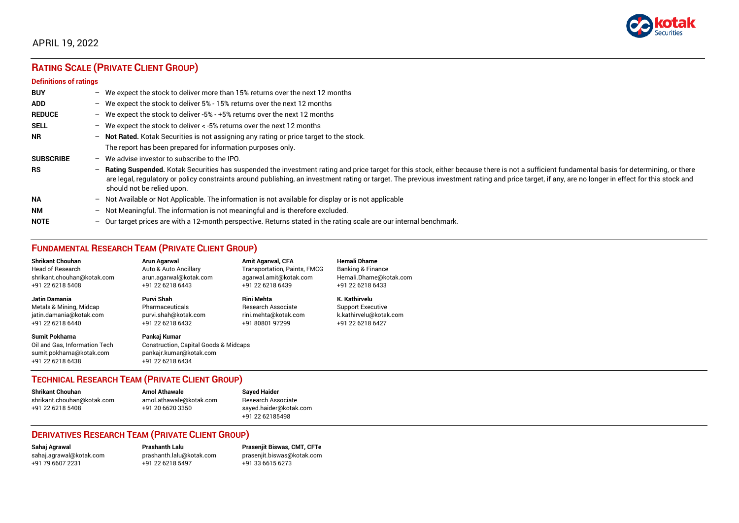APRIL 19, 2022

## RATING SCALE (PRIVATE CLIENT GROUP)

### Definitions of ratings

| | | |
|---|---|---|
| **BUY** | – | We expect the stock to deliver more than 15% returns over the next 12 months |
| **ADD** | – | We expect the stock to deliver 5% - 15% returns over the next 12 months |
| **REDUCE** | – | We expect the stock to deliver -5% - +5% returns over the next 12 months |
| **SELL** | – | We expect the stock to deliver < -5% returns over the next 12 months |
| **NR** | – | **Not Rated.** Kotak Securities is not assigning any rating or price target to the stock. The report has been prepared for information purposes only. |
| **SUBSCRIBE** | – | We advise investor to subscribe to the IPO. |
| **RS** | – | **Rating Suspended.** Kotak Securities has suspended the investment rating and price target for this stock, either because there is not a sufficient fundamental basis for determining, or there are legal, regulatory or policy constraints around publishing, an investment rating or target. The previous investment rating and price target, if any, are no longer in effect for this stock and should not be relied upon. |
| **NA** | – | Not Available or Not Applicable. The information is not available for display or is not applicable |
| **NM** | – | Not Meaningful. The information is not meaningful and is therefore excluded. |
| **NOTE** | – | Our target prices are with a 12-month perspective. Returns stated in the rating scale are our internal benchmark. |

## FUNDAMENTAL RESEARCH TEAM (PRIVATE CLIENT GROUP)

**Shrikant Chouhan**
Head of Research
shrikant.chouhan@kotak.com
+91 22 6218 5408

**Arun Agarwal**
Auto & Auto Ancillary
arun.agarwal@kotak.com
+91 22 6218 6443

**Amit Agarwal, CFA**
Transportation, Paints, FMCG
agarwal.amit@kotak.com
+91 22 6218 6439

**Hemali Dhame**
Banking & Finance
Hemali.Dhame@kotak.com
+91 22 6218 6433

**Jatin Damania**
Metals & Mining, Midcap
jatin.damania@kotak.com
+91 22 6218 6440

**Purvi Shah**
Pharmaceuticals
purvi.shah@kotak.com
+91 22 6218 6432

**Rini Mehta**
Research Associate
rini.mehta@kotak.com
+91 80801 97299

**K. Kathirvelu**
Support Executive
k.kathirvelu@kotak.com
+91 22 6218 6427

**Sumit Pokharna**
Oil and Gas, Information Tech
sumit.pokharna@kotak.com
+91 22 6218 6438

**Pankaj Kumar**
Construction, Capital Goods & Midcaps
pankajr.kumar@kotak.com
+91 22 6218 6434

## TECHNICAL RESEARCH TEAM (PRIVATE CLIENT GROUP)

**Shrikant Chouhan**
shrikant.chouhan@kotak.com
+91 22 6218 5408

**Amol Athawale**
amol.athawale@kotak.com
+91 20 6620 3350

**Sayed Haider**
Research Associate
sayed.haider@kotak.com
+91 22 62185498

## DERIVATIVES RESEARCH TEAM (PRIVATE CLIENT GROUP)

**Sahaj Agrawal**
sahaj.agrawal@kotak.com
+91 79 6607 2231

**Prashanth Lalu**
prashanth.lalu@kotak.com
+91 22 6218 5497

**Prasenjit Biswas, CMT, CFTe**
prasenjit.biswas@kotak.com
+91 33 6615 6273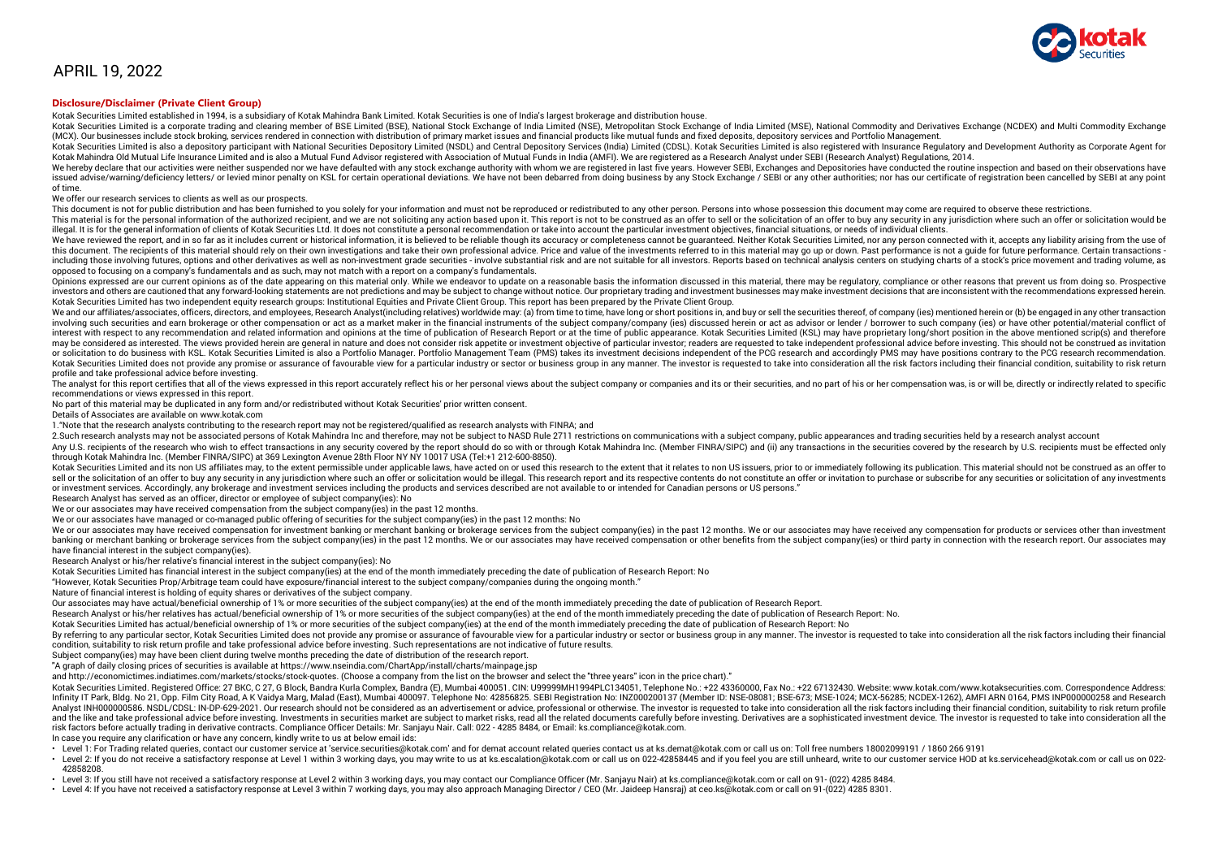APRIL 19, 2022

### Disclosure/Disclaimer (Private Client Group)

Kotak Securities Limited established in 1994, is a subsidiary of Kotak Mahindra Bank Limited. Kotak Securities is one of India's largest brokerage and distribution house.

Kotak Securities Limited is a corporate trading and clearing member of BSE Limited (BSE), National Stock Exchange of India Limited (NSE), Metropolitan Stock Exchange of India Limited (MSE), National Commodity and Derivatives Exchange (NCDEX) and Multi Commodity Exchange (MCX). Our businesses include stock broking, services rendered in connection with distribution of primary market issues and financial products like mutual funds and fixed deposits, depository services and Portfolio Management.

Kotak Securities Limited is also a depository participant with National Securities Depository Limited (NSDL) and Central Depository Services (India) Limited (CDSL). Kotak Securities Limited is also registered with Insurance Regulatory and Development Authority as Corporate Agent for Kotak Mahindra Old Mutual Life Insurance Limited and is also a Mutual Fund Advisor registered with Association of Mutual Funds in India (AMFI). We are registered as a Research Analyst under SEBI (Research Analyst) Regulations, 2014.

We hereby declare that our activities were neither suspended nor we have defaulted with any stock exchange authority with whom we are registered in last five years. However SEBI, Exchanges and Depositories have conducted the routine inspection and based on their observations have issued advise/warning/deficiency letters/ or levied minor penalty on KSL for certain operational deviations. We have not been debarred from doing business by any Stock Exchange / SEBI or any other authorities; nor has our certificate of registration been cancelled by SEBI at any point of time.

We offer our research services to clients as well as our prospects.

This document is not for public distribution and has been furnished to you solely for your information and must not be reproduced or redistributed to any other person. Persons into whose possession this document may come are required to observe these restrictions.

This material is for the personal information of the authorized recipient, and we are not soliciting any action based upon it. This report is not to be construed as an offer to sell or the solicitation of an offer to buy any security in any jurisdiction where such an offer or solicitation would be illegal. It is for the general information of clients of Kotak Securities Ltd. It does not constitute a personal recommendation or take into account the particular investment objectives, financial situations, or needs of individual clients.

We have reviewed the report, and in so far as it includes current or historical information, it is believed to be reliable though its accuracy or completeness cannot be guaranteed. Neither Kotak Securities Limited, nor any person connected with it, accepts any liability arising from the use of this document. The recipients of this material should rely on their own investigations and take their own professional advice. Price and value of the investments referred to in this material may go up or down. Past performance is not a guide for future performance. Certain transactions - including those involving futures, options and other derivatives as well as non-investment grade securities - involve substantial risk and are not suitable for all investors. Reports based on technical analysis centers on studying charts of a stock's price movement and trading volume, as opposed to focusing on a company's fundamentals and as such, may not match with a report on a company's fundamentals.

Opinions expressed are our current opinions as of the date appearing on this material only. While we endeavor to update on a reasonable basis the information discussed in this material, there may be regulatory, compliance or other reasons that prevent us from doing so. Prospective investors and others are cautioned that any forward-looking statements are not predictions and may be subject to change without notice. Our proprietary trading and investment businesses may make investment decisions that are inconsistent with the recommendations expressed herein. Kotak Securities Limited has two independent equity research groups: Institutional Equities and Private Client Group. This report has been prepared by the Private Client Group.

We and our affiliates/associates, officers, directors, and employees, Research Analyst(including relatives) worldwide may: (a) from time to time, have long or short positions in, and buy or sell the securities thereof, of company (ies) mentioned herein or (b) be engaged in any other transaction involving such securities and earn brokerage or other compensation or act as a market maker in the financial instruments of the subject company/company (ies) discussed herein or act as advisor or lender / borrower to such company (ies) or have other potential/material conflict of interest with respect to any recommendation and related information and opinions at the time of publication of Research Report or at the time of public appearance. Kotak Securities Limited (KSL) may have proprietary long/short position in the above mentioned scrip(s) and therefore may be considered as interested. The views provided herein are general in nature and does not consider risk appetite or investment objective of particular investor; readers are requested to take independent professional advice before investing. This should not be construed as invitation or solicitation to do business with KSL. Kotak Securities Limited is also a Portfolio Manager. Portfolio Management Team (PMS) takes its investment decisions independent of the PCG research and accordingly PMS may have positions contrary to the PCG research recommendation. Kotak Securities Limited does not provide any promise or assurance of favourable view for a particular industry or sector or business group in any manner. The investor is requested to take into consideration all the risk factors including their financial condition, suitability to risk return profile and take professional advice before investing.

The analyst for this report certifies that all of the views expressed in this report accurately reflect his or her personal views about the subject company or companies and its or their securities, and no part of his or her compensation was, is or will be, directly or indirectly related to specific recommendations or views expressed in this report.

No part of this material may be duplicated in any form and/or redistributed without Kotak Securities' prior written consent.

Details of Associates are available on www.kotak.com

1."Note that the research analysts contributing to the research report may not be registered/qualified as research analysts with FINRA; and

2.Such research analysts may not be associated persons of Kotak Mahindra Inc and therefore, may not be subject to NASD Rule 2711 restrictions on communications with a subject company, public appearances and trading securities held by a research analyst account

Any U.S. recipients of the research who wish to effect transactions in any security covered by the report should do so with or through Kotak Mahindra Inc. (Member FINRA/SIPC) and (ii) any transactions in the securities covered by the research by U.S. recipients must be effected only through Kotak Mahindra Inc. (Member FINRA/SIPC) at 369 Lexington Avenue 28th Floor NY NY 10017 USA (Tel:+1 212-600-8850).

Kotak Securities Limited and its non US affiliates may, to the extent permissible under applicable laws, have acted on or used this research to the extent that it relates to non US issuers, prior to or immediately following its publication. This material should not be construed as an offer to sell or the solicitation of an offer to buy any security in any jurisdiction where such an offer or solicitation would be illegal. This research report and its respective contents do not constitute an offer or invitation to purchase or subscribe for any securities or solicitation of any investments or investment services. Accordingly, any brokerage and investment services including the products and services described are not available to or intended for Canadian persons or US persons."

Research Analyst has served as an officer, director or employee of subject company(ies): No

We or our associates may have received compensation from the subject company(ies) in the past 12 months.

We or our associates have managed or co-managed public offering of securities for the subject company(ies) in the past 12 months: No

We or our associates may have received compensation for investment banking or merchant banking or brokerage services from the subject company(ies) in the past 12 months. We or our associates may have received any compensation for products or services other than investment banking or merchant banking or brokerage services from the subject company(ies) in the past 12 months. We or our associates may have received compensation or other benefits from the subject company(ies) or third party in connection with the research report. Our associates may have financial interest in the subject company(ies).

Research Analyst or his/her relative's financial interest in the subject company(ies): No

Kotak Securities Limited has financial interest in the subject company(ies) at the end of the month immediately preceding the date of publication of Research Report: No

"However, Kotak Securities Prop/Arbitrage team could have exposure/financial interest to the subject company/companies during the ongoing month."

Nature of financial interest is holding of equity shares or derivatives of the subject company.

Our associates may have actual/beneficial ownership of 1% or more securities of the subject company(ies) at the end of the month immediately preceding the date of publication of Research Report.

Research Analyst or his/her relatives has actual/beneficial ownership of 1% or more securities of the subject company(ies) at the end of the month immediately preceding the date of publication of Research Report: No.

Kotak Securities Limited has actual/beneficial ownership of 1% or more securities of the subject company(ies) at the end of the month immediately preceding the date of publication of Research Report: No

By referring to any particular sector, Kotak Securities Limited does not provide any promise or assurance of favourable view for a particular industry or sector or business group in any manner. The investor is requested to take into consideration all the risk factors including their financial condition, suitability to risk return profile and take professional advice before investing. Such representations are not indicative of future results.

Subject company(ies) may have been client during twelve months preceding the date of distribution of the research report.

"A graph of daily closing prices of securities is available at https://www.nseindia.com/ChartApp/install/charts/mainpage.jsp

and http://economictimes.indiatimes.com/markets/stocks/stock-quotes. (Choose a company from the list on the browser and select the "three years" icon in the price chart)."

Kotak Securities Limited. Registered Office: 27 BKC, C 27, G Block, Bandra Kurla Complex, Bandra (E), Mumbai 400051. CIN: U99999MH1994PLC134051, Telephone No.: +22 43360000, Fax No.: +22 67132430. Website: www.kotak.com/www.kotaksecurities.com. Correspondence Address: Infinity IT Park, Bldg. No 21, Opp. Film City Road, A K Vaidya Marg, Malad (East), Mumbai 400097. Telephone No: 42856825. SEBI Registration No: INZ000200137 (Member ID: NSE-08081; BSE-673; MSE-1024; MCX-56285; NCDEX-1262), AMFI ARN 0164, PMS INP000000258 and Research Analyst INH000000586. NSDL/CDSL: IN-DP-629-2021. Our research should not be considered as an advertisement or advice, professional or otherwise. The investor is requested to take into consideration all the risk factors including their financial condition, suitability to risk return profile and the like and take professional advice before investing. Investments in securities market are subject to market risks, read all the related documents carefully before investing. Derivatives are a sophisticated investment device. The investor is requested to take into consideration all the risk factors before actually trading in derivative contracts. Compliance Officer Details: Mr. Sanjayu Nair. Call: 022 - 4285 8484, or Email: ks.compliance@kotak.com.

In case you require any clarification or have any concern, kindly write to us at below email ids:

- Level 1: For Trading related queries, contact our customer service at 'service.securities@kotak.com' and for demat account related queries contact us at ks.demat@kotak.com or call us on: Toll free numbers 18002099191 / 1860 266 9191
- Level 2: If you do not receive a satisfactory response at Level 1 within 3 working days, you may write to us at ks.escalation@kotak.com or call us on 022-42858445 and if you feel you are still unheard, write to our customer service HOD at ks.servicehead@kotak.com or call us on 022-42858208.
- Level 3: If you still have not received a satisfactory response at Level 2 within 3 working days, you may contact our Compliance Officer (Mr. Sanjayu Nair) at ks.compliance@kotak.com or call on 91- (022) 4285 8484.
- Level 4: If you have not received a satisfactory response at Level 3 within 7 working days, you may also approach Managing Director / CEO (Mr. Jaideep Hansraj) at ceo.ks@kotak.com or call on 91-(022) 4285 8301.